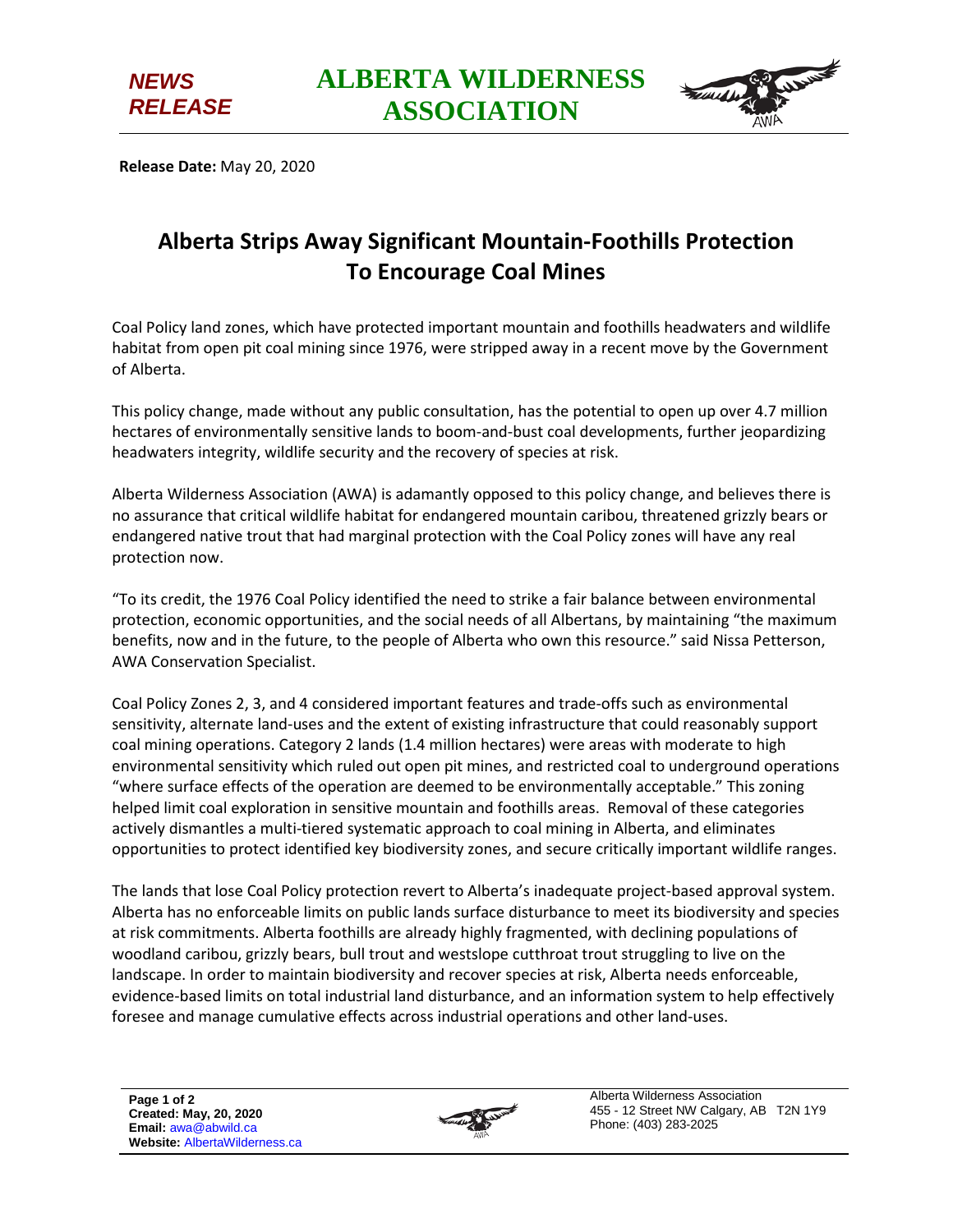**NEWS RELEASE**

# ALBERTA WILDERNESS ASSOCIATION

**Release Date:** May 20, 2020

## Alberta Strips Away Significant Mountain-Foothills Protection To Encourage Coal Mines

Coal Policy land zones, which have protected important mountain and foothills headwaters and wildlife habitat from open pit coal mining since 1976, were stripped away in a recent move by the Government of Alberta.

This policy change, made without any public consultation, has the potential to open up over 4.7 million hectares of environmentally sensitive lands to boom-and-bust coal developments, further jeopardizing headwaters integrity, wildlife security and the recovery of species at risk.

Alberta Wilderness Association (AWA) is adamantly opposed to this policy change, and believes there is no assurance that critical wildlife habitat for endangered mountain caribou, threatened grizzly bears or endangered native trout that had marginal protection with the Coal Policy zones will have any real protection now.

"To its credit, the 1976 Coal Policy identified the need to strike a fair balance between environmental protection, economic opportunities, and the social needs of all Albertans, by maintaining "the maximum benefits, now and in the future, to the people of Alberta who own this resource." said Nissa Petterson, AWA Conservation Specialist.

Coal Policy Zones 2, 3, and 4 considered important features and trade-offs such as environmental sensitivity, alternate land-uses and the extent of existing infrastructure that could reasonably support coal mining operations. Category 2 lands (1.4 million hectares) were areas with moderate to high environmental sensitivity which ruled out open pit mines, and restricted coal to underground operations "where surface effects of the operation are deemed to be environmentally acceptable." This zoning helped limit coal exploration in sensitive mountain and foothills areas. Removal of these categories actively dismantles a multi-tiered systematic approach to coal mining in Alberta, and eliminates opportunities to protect identified key biodiversity zones, and secure critically important wildlife ranges.

The lands that lose Coal Policy protection revert to Alberta's inadequate project-based approval system. Alberta has no enforceable limits on public lands surface disturbance to meet its biodiversity and species at risk commitments. Alberta foothills are already highly fragmented, with declining populations of woodland caribou, grizzly bears, bull trout and westslope cutthroat trout struggling to live on the landscape. In order to maintain biodiversity and recover species at risk, Alberta needs enforceable, evidence-based limits on total industrial land disturbance, and an information system to help effectively foresee and manage cumulative effects across industrial operations and other land-uses.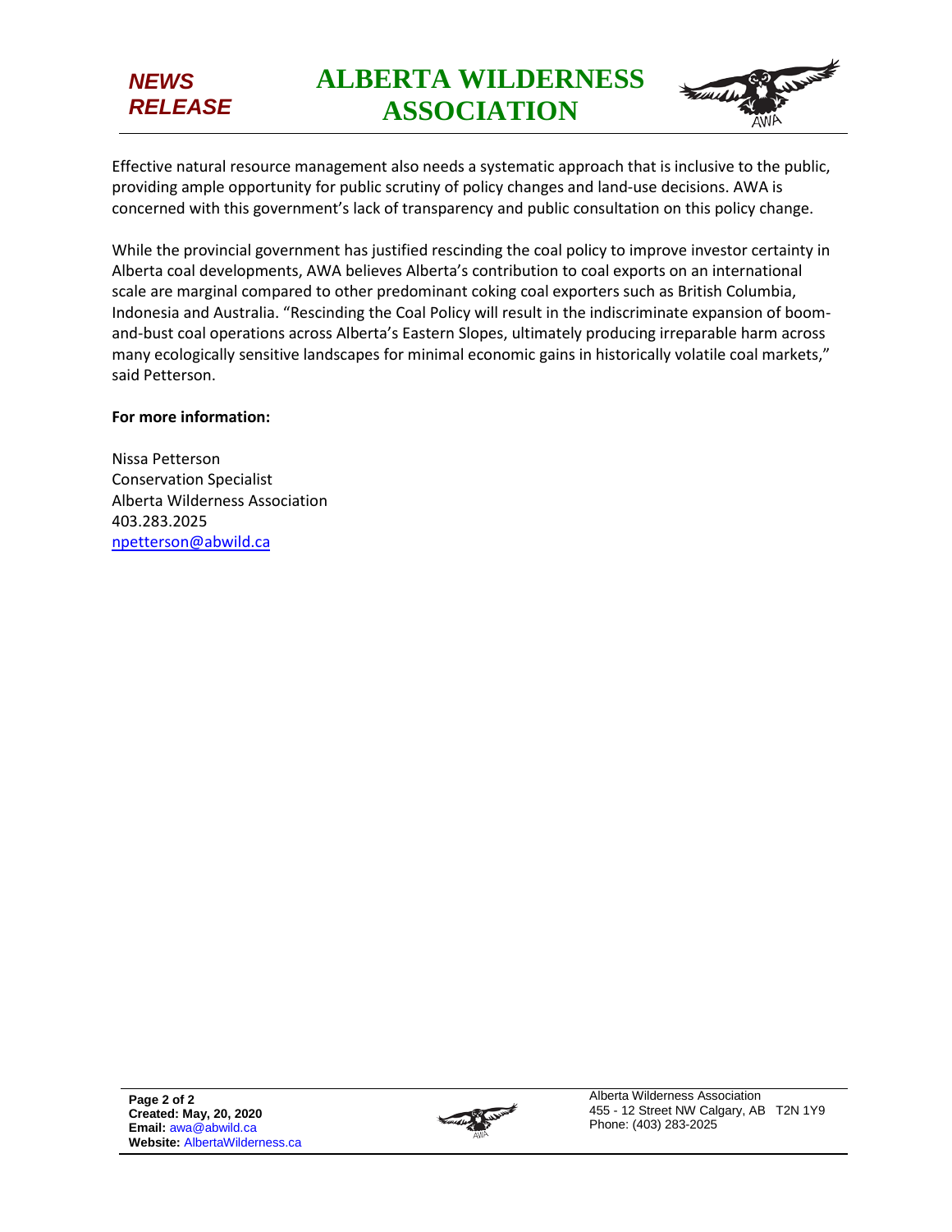Effective natural resource management also needs a systematic approach that is inclusive to the public, providing ample opportunity for public scrutiny of policy changes and land-use decisions. AWA is concerned with this government's lack of transparency and public consultation on this policy change.

While the provincial government has justified rescinding the coal policy to improve investor certainty in Alberta coal developments, AWA believes Alberta's contribution to coal exports on an international scale are marginal compared to other predominant coking coal exporters such as British Columbia, Indonesia and Australia. "Rescinding the Coal Policy will result in the indiscriminate expansion of boom-and-bust coal operations across Alberta's Eastern Slopes, ultimately producing irreparable harm across many ecologically sensitive landscapes for minimal economic gains in historically volatile coal markets," said Petterson.

**For more information:**

Nissa Petterson
Conservation Specialist
Alberta Wilderness Association
403.283.2025
npetterson@abwild.ca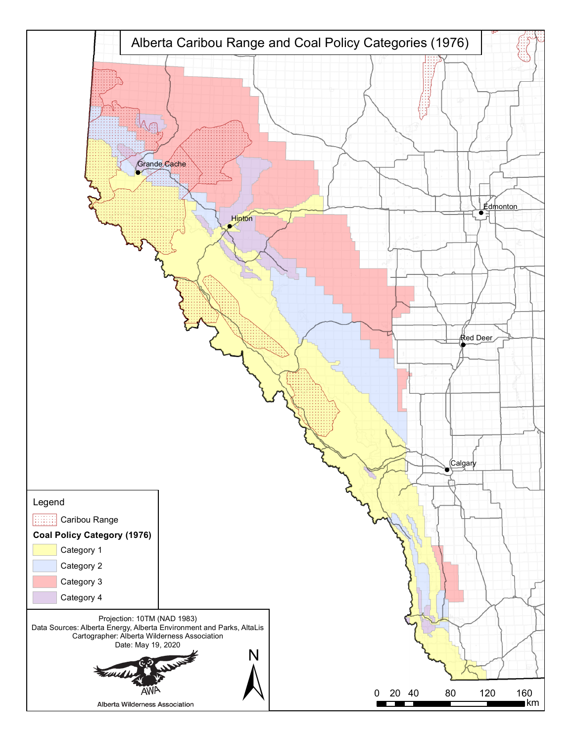# Alberta Caribou Range and Coal Policy Categories (1976)

Grande Cache

Hinton

Edmonton

Red Deer

Calgary

**Legend**

Caribou Range

**Coal Policy Category (1976)**

- Category 1
- Category 2
- Category 3
- Category 4

Projection: 10TM (NAD 1983)
Data Sources: Alberta Energy, Alberta Environment and Parks, AltaLis
Cartographer: Alberta Wilderness Association
Date: May 19, 2020

AWA
Alberta Wilderness Association

N

0 20 40 80 120 160 km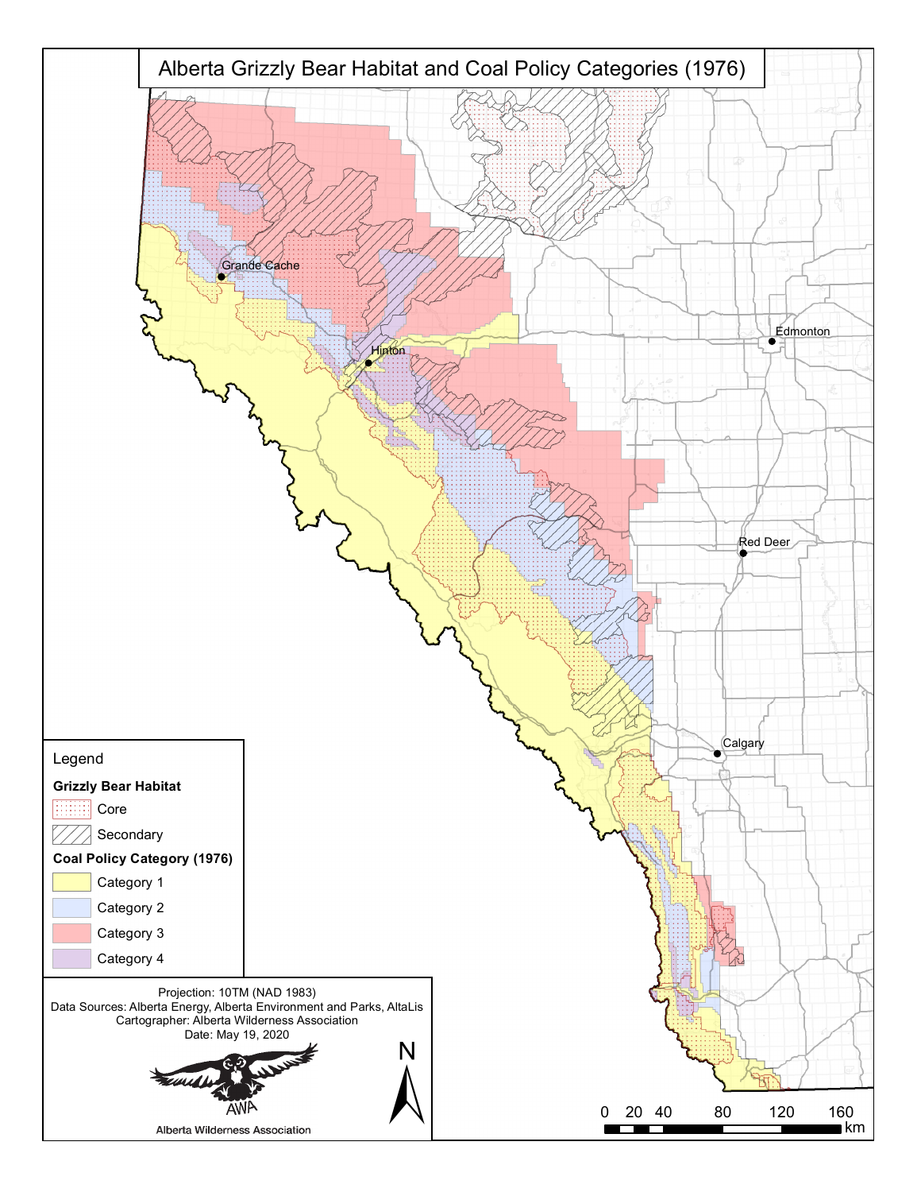# Alberta Grizzly Bear Habitat and Coal Policy Categories (1976)

Grande Cache

Hinton

Edmonton

Red Deer

Calgary

Legend

**Grizzly Bear Habitat**

Core

Secondary

**Coal Policy Category (1976)**

Category 1

Category 2

Category 3

Category 4

Projection: 10TM (NAD 1983)
Data Sources: Alberta Energy, Alberta Environment and Parks, AltaLis
Cartographer: Alberta Wilderness Association
Date: May 19, 2020

AWA

Alberta Wilderness Association

N

0 20 40 80 120 160
km